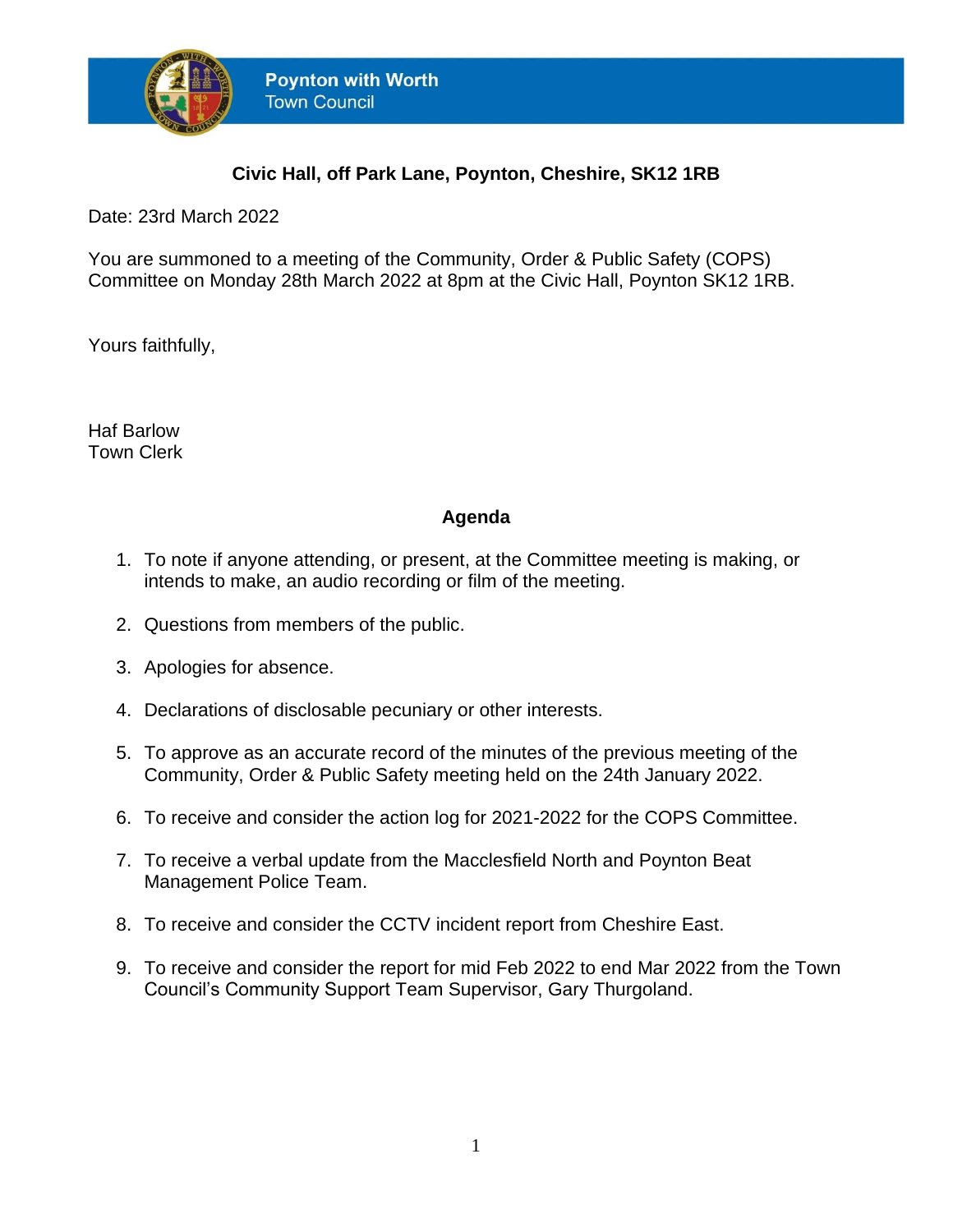**Poynton with Worth**
Town Council

**Civic Hall, off Park Lane, Poynton, Cheshire, SK12 1RB**

Date: 23rd March 2022

You are summoned to a meeting of the Community, Order & Public Safety (COPS) Committee on Monday 28th March 2022 at 8pm at the Civic Hall, Poynton SK12 1RB.

Yours faithfully,

Haf Barlow
Town Clerk

## Agenda

1. To note if anyone attending, or present, at the Committee meeting is making, or intends to make, an audio recording or film of the meeting.
2. Questions from members of the public.
3. Apologies for absence.
4. Declarations of disclosable pecuniary or other interests.
5. To approve as an accurate record of the minutes of the previous meeting of the Community, Order & Public Safety meeting held on the 24th January 2022.
6. To receive and consider the action log for 2021-2022 for the COPS Committee.
7. To receive a verbal update from the Macclesfield North and Poynton Beat Management Police Team.
8. To receive and consider the CCTV incident report from Cheshire East.
9. To receive and consider the report for mid Feb 2022 to end Mar 2022 from the Town Council's Community Support Team Supervisor, Gary Thurgoland.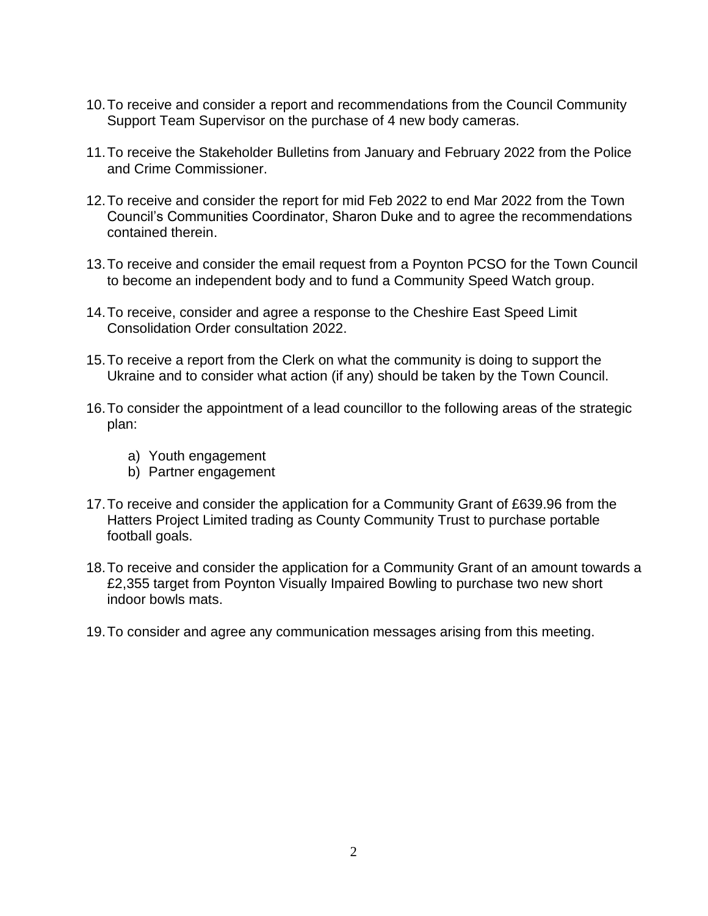10. To receive and consider a report and recommendations from the Council Community Support Team Supervisor on the purchase of 4 new body cameras.

11. To receive the Stakeholder Bulletins from January and February 2022 from the Police and Crime Commissioner.

12. To receive and consider the report for mid Feb 2022 to end Mar 2022 from the Town Council's Communities Coordinator, Sharon Duke and to agree the recommendations contained therein.

13. To receive and consider the email request from a Poynton PCSO for the Town Council to become an independent body and to fund a Community Speed Watch group.

14. To receive, consider and agree a response to the Cheshire East Speed Limit Consolidation Order consultation 2022.

15. To receive a report from the Clerk on what the community is doing to support the Ukraine and to consider what action (if any) should be taken by the Town Council.

16. To consider the appointment of a lead councillor to the following areas of the strategic plan:

    a) Youth engagement
    b) Partner engagement

17. To receive and consider the application for a Community Grant of £639.96 from the Hatters Project Limited trading as County Community Trust to purchase portable football goals.

18. To receive and consider the application for a Community Grant of an amount towards a £2,355 target from Poynton Visually Impaired Bowling to purchase two new short indoor bowls mats.

19. To consider and agree any communication messages arising from this meeting.